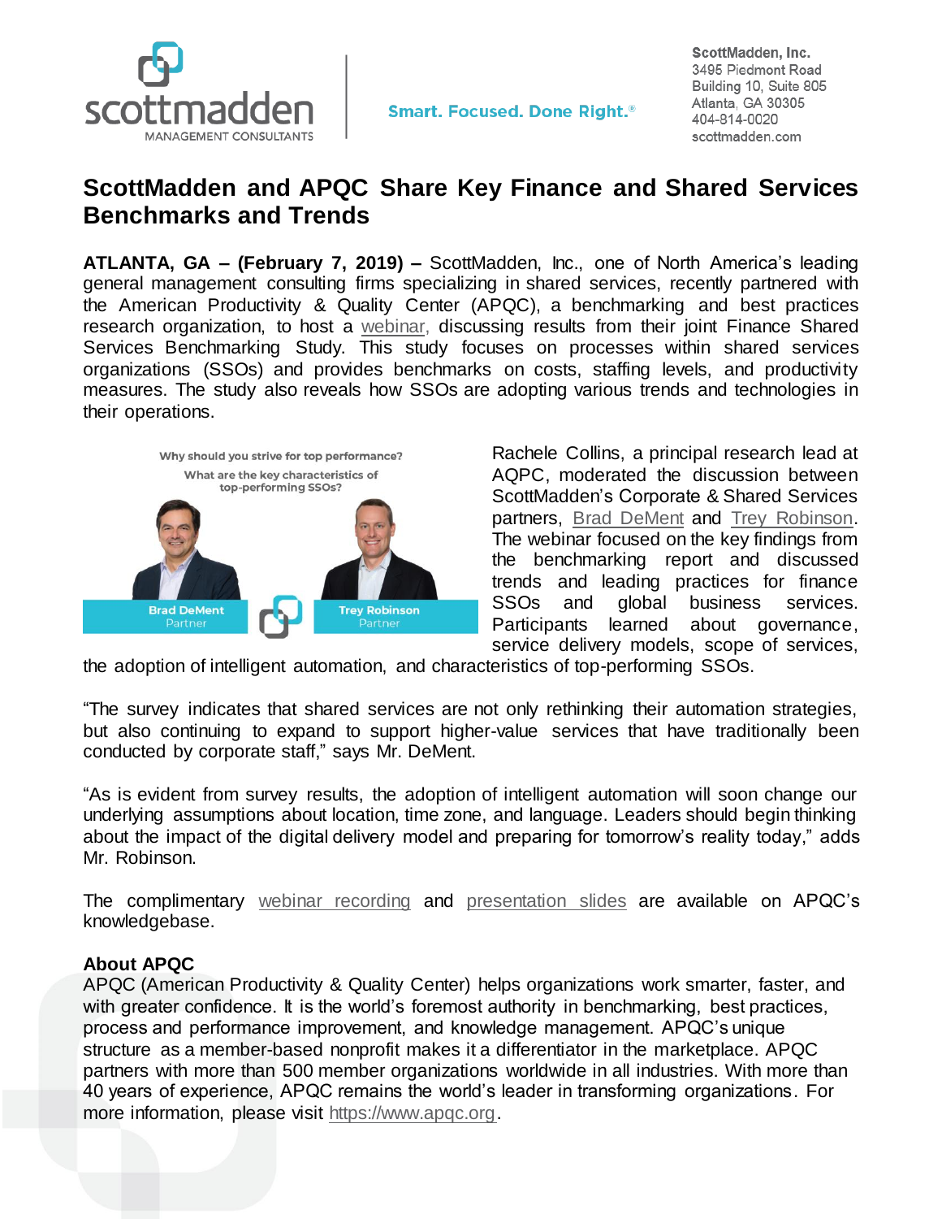ScottMadden, Inc.
3495 Piedmont Road
Building 10, Suite 805
Atlanta, GA 30305
404-814-0020
scottmadden.com

Smart. Focused. Done Right.®

# ScottMadden and APQC Share Key Finance and Shared Services Benchmarks and Trends

**ATLANTA, GA – (February 7, 2019) –** ScottMadden, Inc., one of North America's leading general management consulting firms specializing in shared services, recently partnered with the American Productivity & Quality Center (APQC), a benchmarking and best practices research organization, to host a webinar, discussing results from their joint Finance Shared Services Benchmarking Study. This study focuses on processes within shared services organizations (SSOs) and provides benchmarks on costs, staffing levels, and productivity measures. The study also reveals how SSOs are adopting various trends and technologies in their operations.

Why should you strive for top performance?
What are the key characteristics of top-performing SSOs?

Brad DeMent, Partner
Trey Robinson, Partner

Rachele Collins, a principal research lead at AQPC, moderated the discussion between ScottMadden's Corporate & Shared Services partners, Brad DeMent and Trey Robinson. The webinar focused on the key findings from the benchmarking report and discussed trends and leading practices for finance SSOs and global business services. Participants learned about governance, service delivery models, scope of services, the adoption of intelligent automation, and characteristics of top-performing SSOs.

"The survey indicates that shared services are not only rethinking their automation strategies, but also continuing to expand to support higher-value services that have traditionally been conducted by corporate staff," says Mr. DeMent.

"As is evident from survey results, the adoption of intelligent automation will soon change our underlying assumptions about location, time zone, and language. Leaders should begin thinking about the impact of the digital delivery model and preparing for tomorrow's reality today," adds Mr. Robinson.

The complimentary webinar recording and presentation slides are available on APQC's knowledgebase.

**About APQC**

APQC (American Productivity & Quality Center) helps organizations work smarter, faster, and with greater confidence. It is the world's foremost authority in benchmarking, best practices, process and performance improvement, and knowledge management. APQC's unique structure as a member-based nonprofit makes it a differentiator in the marketplace. APQC partners with more than 500 member organizations worldwide in all industries. With more than 40 years of experience, APQC remains the world's leader in transforming organizations. For more information, please visit https://www.apqc.org.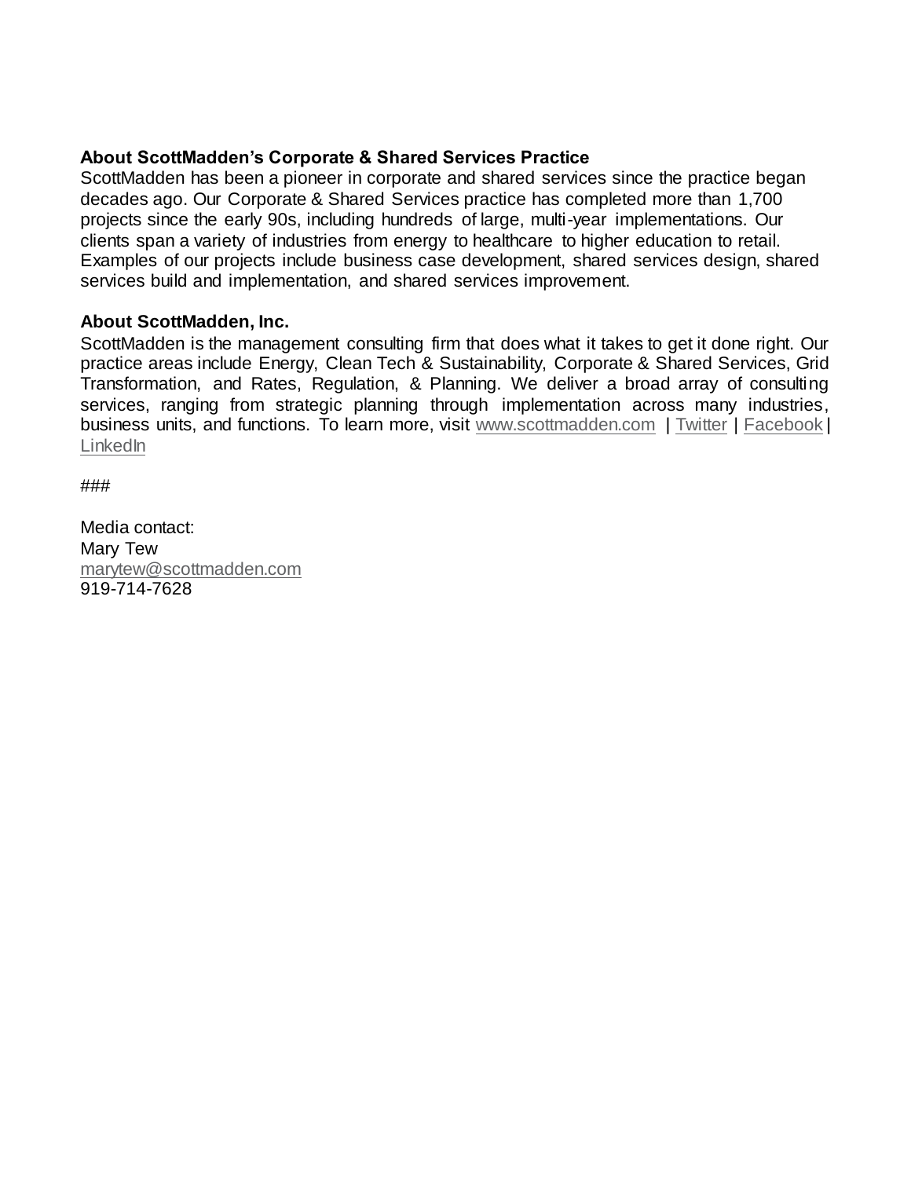**About ScottMadden's Corporate & Shared Services Practice**
ScottMadden has been a pioneer in corporate and shared services since the practice began decades ago. Our Corporate & Shared Services practice has completed more than 1,700 projects since the early 90s, including hundreds of large, multi-year implementations. Our clients span a variety of industries from energy to healthcare to higher education to retail. Examples of our projects include business case development, shared services design, shared services build and implementation, and shared services improvement.

**About ScottMadden, Inc.**
ScottMadden is the management consulting firm that does what it takes to get it done right. Our practice areas include Energy, Clean Tech & Sustainability, Corporate & Shared Services, Grid Transformation, and Rates, Regulation, & Planning. We deliver a broad array of consulting services, ranging from strategic planning through implementation across many industries, business units, and functions. To learn more, visit www.scottmadden.com | Twitter | Facebook | LinkedIn

###

Media contact:
Mary Tew
marytew@scottmadden.com
919-714-7628